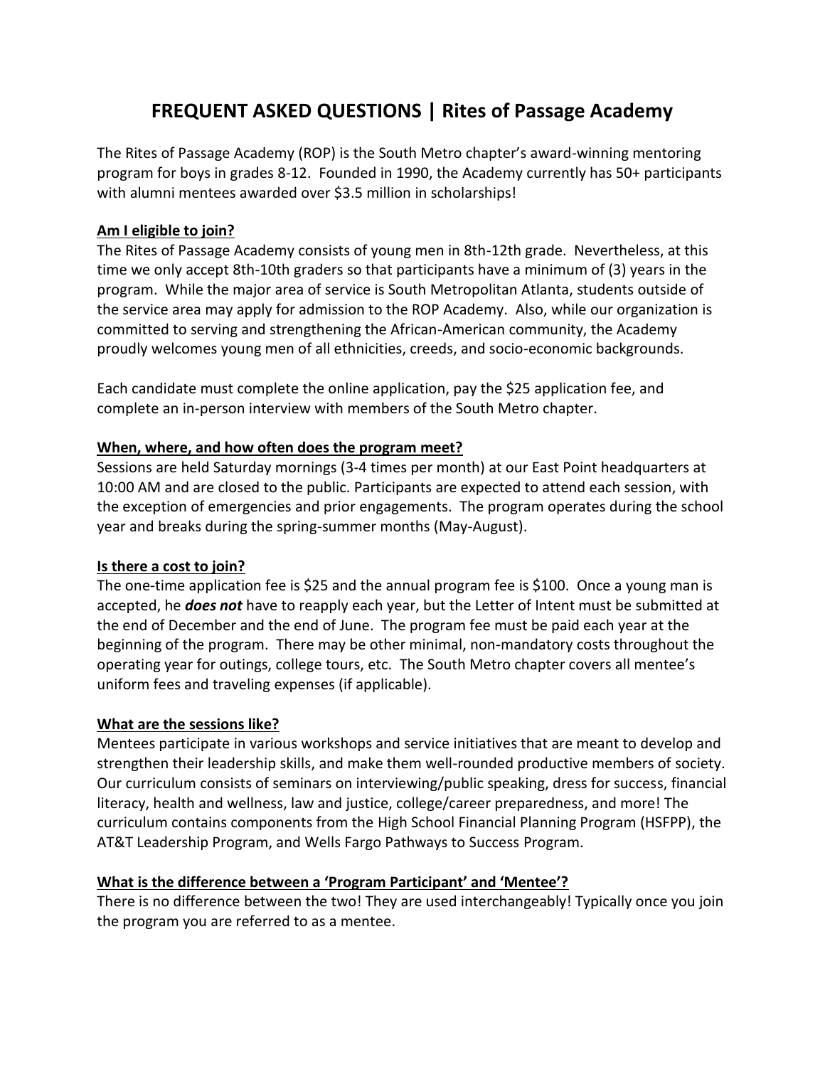# FREQUENT ASKED QUESTIONS | Rites of Passage Academy

The Rites of Passage Academy (ROP) is the South Metro chapter's award-winning mentoring program for boys in grades 8-12. Founded in 1990, the Academy currently has 50+ participants with alumni mentees awarded over $3.5 million in scholarships!

**Am I eligible to join?**

The Rites of Passage Academy consists of young men in 8th-12th grade. Nevertheless, at this time we only accept 8th-10th graders so that participants have a minimum of (3) years in the program. While the major area of service is South Metropolitan Atlanta, students outside of the service area may apply for admission to the ROP Academy. Also, while our organization is committed to serving and strengthening the African-American community, the Academy proudly welcomes young men of all ethnicities, creeds, and socio-economic backgrounds.

Each candidate must complete the online application, pay the $25 application fee, and complete an in-person interview with members of the South Metro chapter.

**When, where, and how often does the program meet?**

Sessions are held Saturday mornings (3-4 times per month) at our East Point headquarters at 10:00 AM and are closed to the public. Participants are expected to attend each session, with the exception of emergencies and prior engagements. The program operates during the school year and breaks during the spring-summer months (May-August).

**Is there a cost to join?**

The one-time application fee is $25 and the annual program fee is $100. Once a young man is accepted, he ***does not*** have to reapply each year, but the Letter of Intent must be submitted at the end of December and the end of June. The program fee must be paid each year at the beginning of the program. There may be other minimal, non-mandatory costs throughout the operating year for outings, college tours, etc. The South Metro chapter covers all mentee's uniform fees and traveling expenses (if applicable).

**What are the sessions like?**

Mentees participate in various workshops and service initiatives that are meant to develop and strengthen their leadership skills, and make them well-rounded productive members of society. Our curriculum consists of seminars on interviewing/public speaking, dress for success, financial literacy, health and wellness, law and justice, college/career preparedness, and more! The curriculum contains components from the High School Financial Planning Program (HSFPP), the AT&T Leadership Program, and Wells Fargo Pathways to Success Program.

**What is the difference between a 'Program Participant' and 'Mentee'?**

There is no difference between the two! They are used interchangeably! Typically once you join the program you are referred to as a mentee.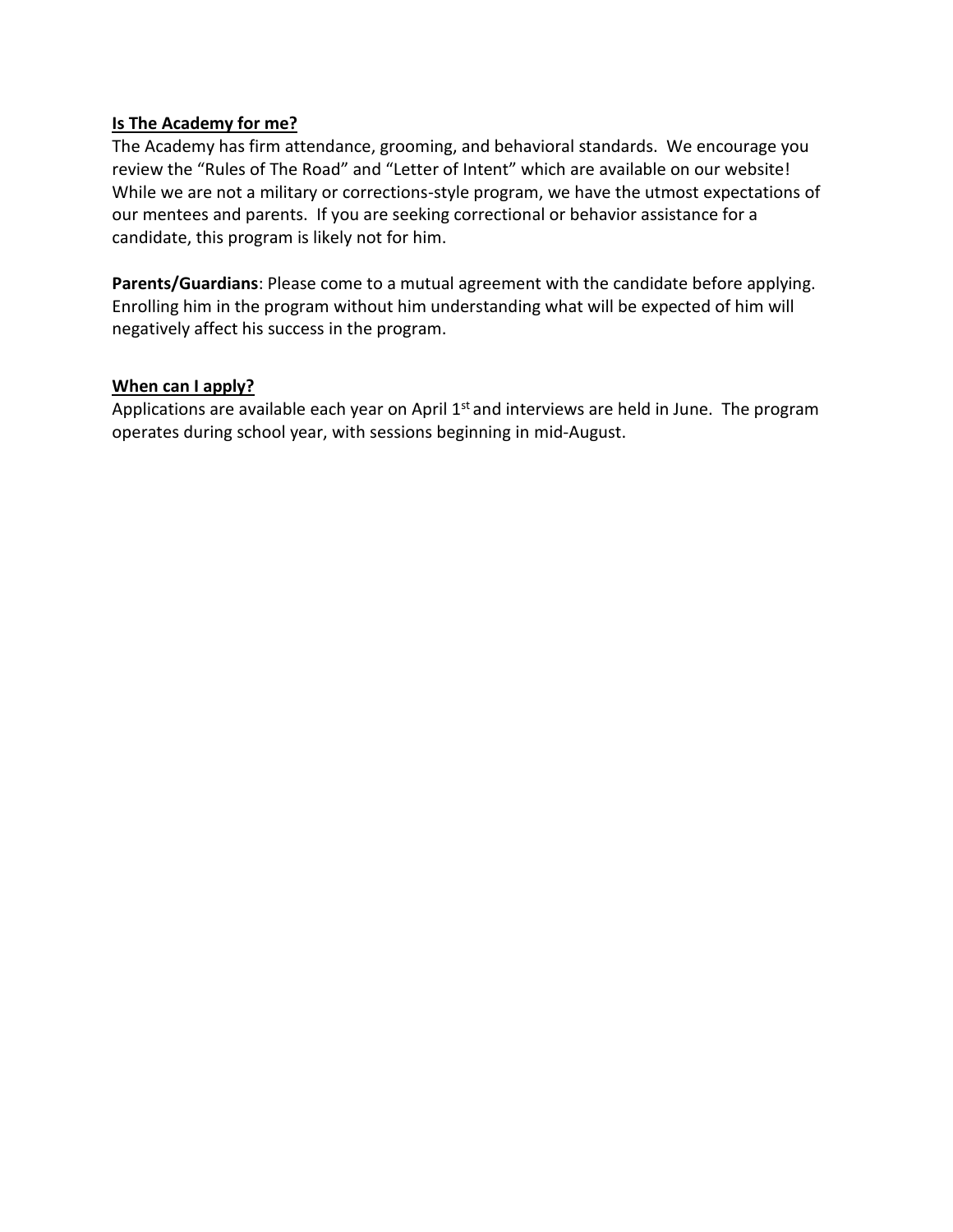**Is The Academy for me?**

The Academy has firm attendance, grooming, and behavioral standards. We encourage you review the "Rules of The Road" and "Letter of Intent" which are available on our website! While we are not a military or corrections-style program, we have the utmost expectations of our mentees and parents. If you are seeking correctional or behavior assistance for a candidate, this program is likely not for him.

**Parents/Guardians**: Please come to a mutual agreement with the candidate before applying. Enrolling him in the program without him understanding what will be expected of him will negatively affect his success in the program.

**When can I apply?**

Applications are available each year on April 1st and interviews are held in June. The program operates during school year, with sessions beginning in mid-August.